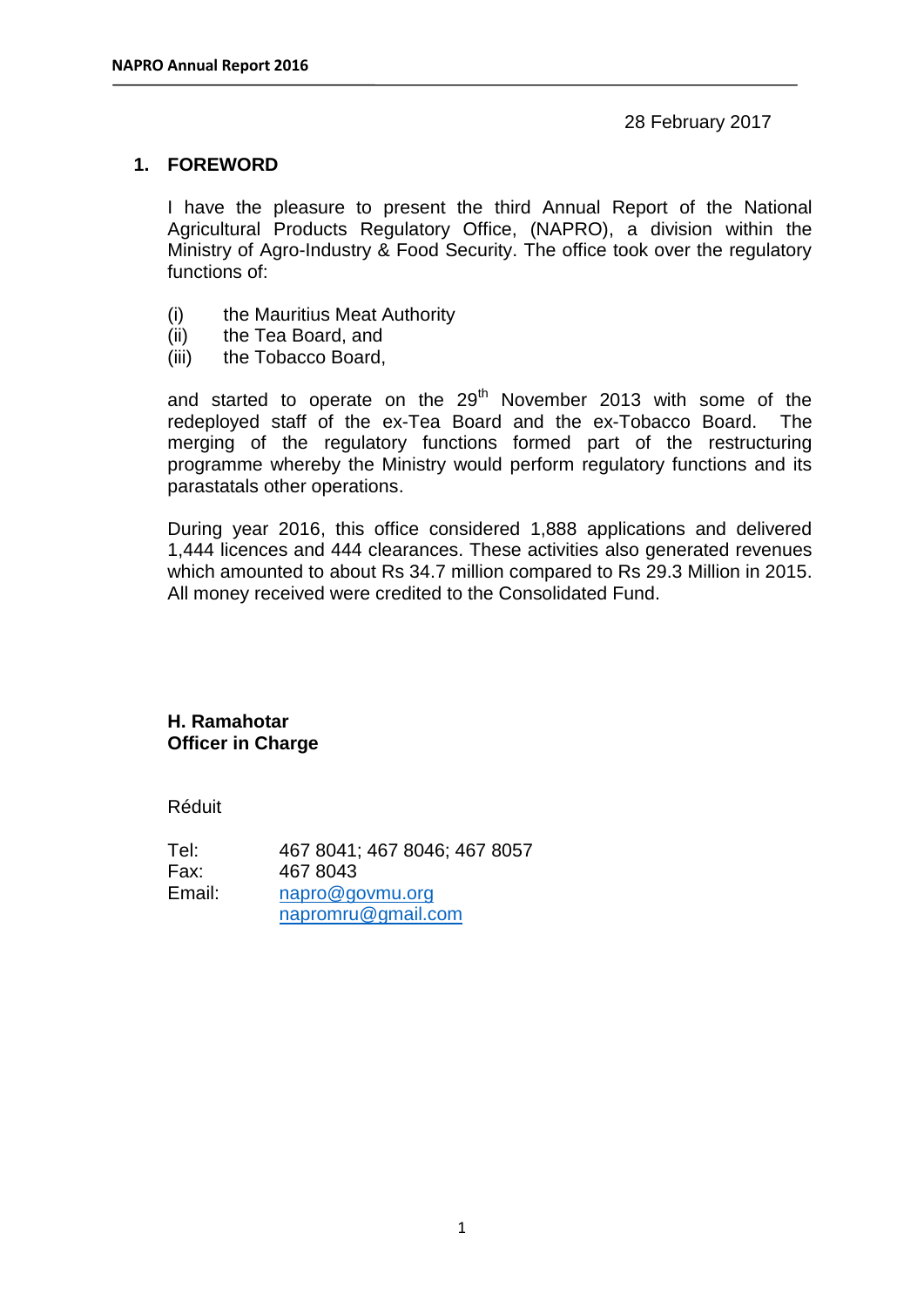28 February 2017

## 1. FOREWORD

I have the pleasure to present the third Annual Report of the National Agricultural Products Regulatory Office, (NAPRO), a division within the Ministry of Agro-Industry & Food Security. The office took over the regulatory functions of:

(i) the Mauritius Meat Authority
(ii) the Tea Board, and
(iii) the Tobacco Board,

and started to operate on the 29th November 2013 with some of the redeployed staff of the ex-Tea Board and the ex-Tobacco Board. The merging of the regulatory functions formed part of the restructuring programme whereby the Ministry would perform regulatory functions and its parastatals other operations.

During year 2016, this office considered 1,888 applications and delivered 1,444 licences and 444 clearances. These activities also generated revenues which amounted to about Rs 34.7 million compared to Rs 29.3 Million in 2015. All money received were credited to the Consolidated Fund.

**H. Ramahotar**
**Officer in Charge**

Réduit

Tel: 467 8041; 467 8046; 467 8057
Fax: 467 8043
Email: napro@govmu.org
napromru@gmail.com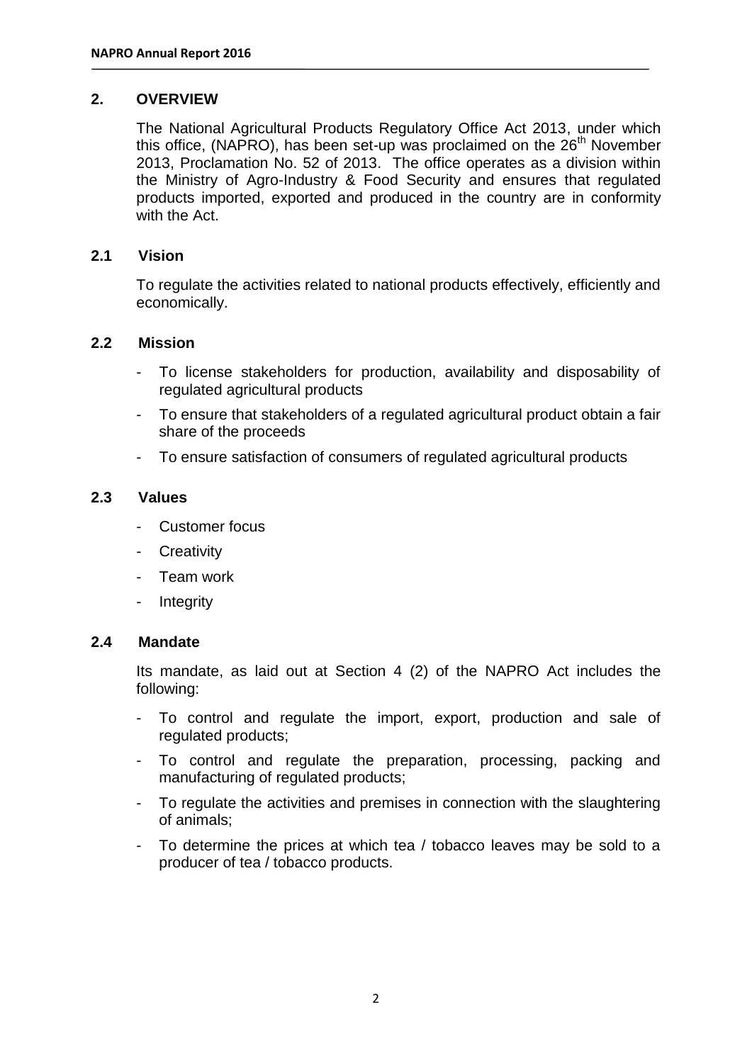## 2. OVERVIEW

The National Agricultural Products Regulatory Office Act 2013, under which this office, (NAPRO), has been set-up was proclaimed on the 26th November 2013, Proclamation No. 52 of 2013. The office operates as a division within the Ministry of Agro-Industry & Food Security and ensures that regulated products imported, exported and produced in the country are in conformity with the Act.

### 2.1 Vision

To regulate the activities related to national products effectively, efficiently and economically.

### 2.2 Mission

- To license stakeholders for production, availability and disposability of regulated agricultural products
- To ensure that stakeholders of a regulated agricultural product obtain a fair share of the proceeds
- To ensure satisfaction of consumers of regulated agricultural products

### 2.3 Values

- Customer focus
- Creativity
- Team work
- Integrity

### 2.4 Mandate

Its mandate, as laid out at Section 4 (2) of the NAPRO Act includes the following:

- To control and regulate the import, export, production and sale of regulated products;
- To control and regulate the preparation, processing, packing and manufacturing of regulated products;
- To regulate the activities and premises in connection with the slaughtering of animals;
- To determine the prices at which tea / tobacco leaves may be sold to a producer of tea / tobacco products.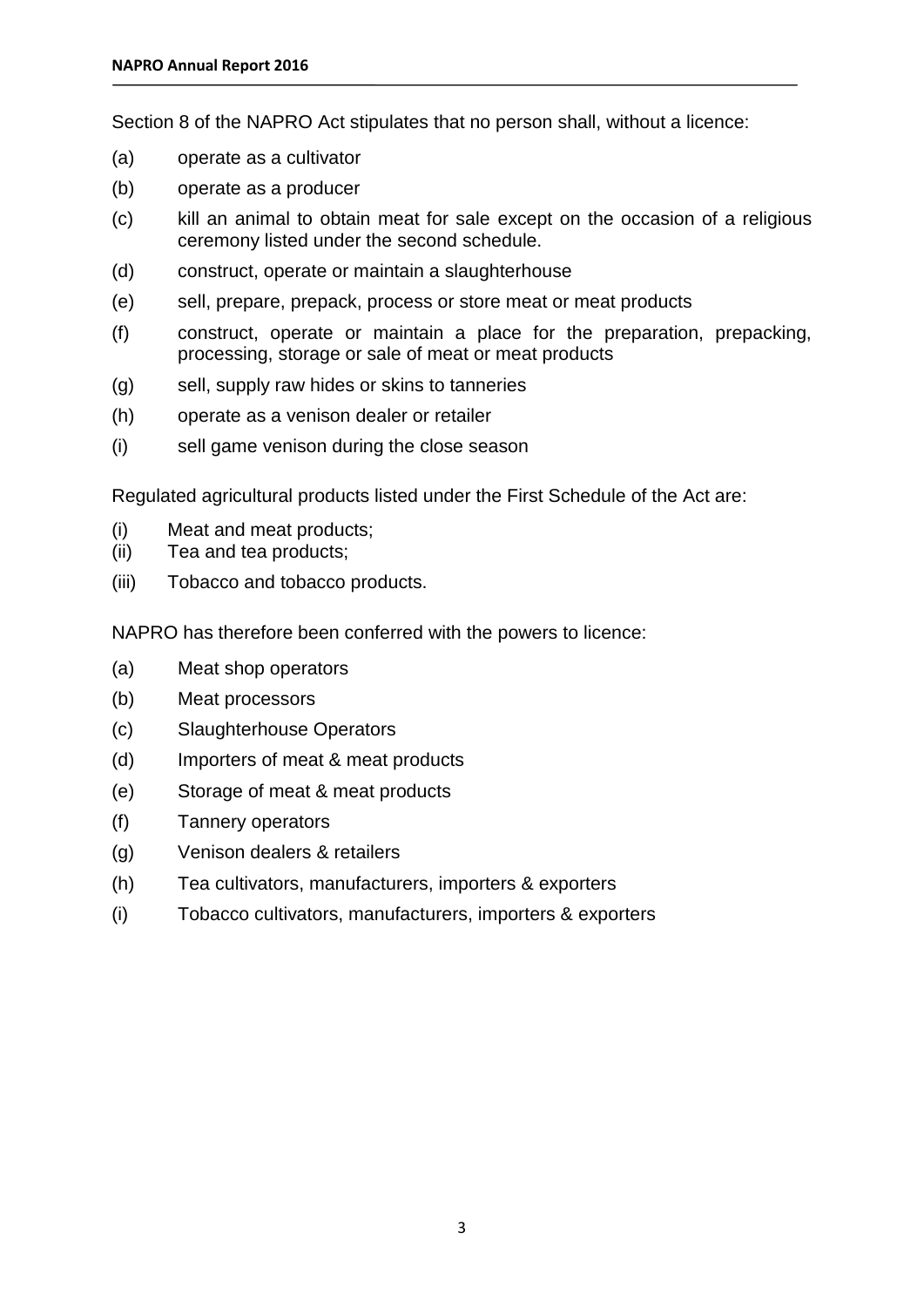Section 8 of the NAPRO Act stipulates that no person shall, without a licence:

(a) operate as a cultivator

(b) operate as a producer

(c) kill an animal to obtain meat for sale except on the occasion of a religious ceremony listed under the second schedule.

(d) construct, operate or maintain a slaughterhouse

(e) sell, prepare, prepack, process or store meat or meat products

(f) construct, operate or maintain a place for the preparation, prepacking, processing, storage or sale of meat or meat products

(g) sell, supply raw hides or skins to tanneries

(h) operate as a venison dealer or retailer

(i) sell game venison during the close season

Regulated agricultural products listed under the First Schedule of the Act are:

(i) Meat and meat products;

(ii) Tea and tea products;

(iii) Tobacco and tobacco products.

NAPRO has therefore been conferred with the powers to licence:

(a) Meat shop operators

(b) Meat processors

(c) Slaughterhouse Operators

(d) Importers of meat & meat products

(e) Storage of meat & meat products

(f) Tannery operators

(g) Venison dealers & retailers

(h) Tea cultivators, manufacturers, importers & exporters

(i) Tobacco cultivators, manufacturers, importers & exporters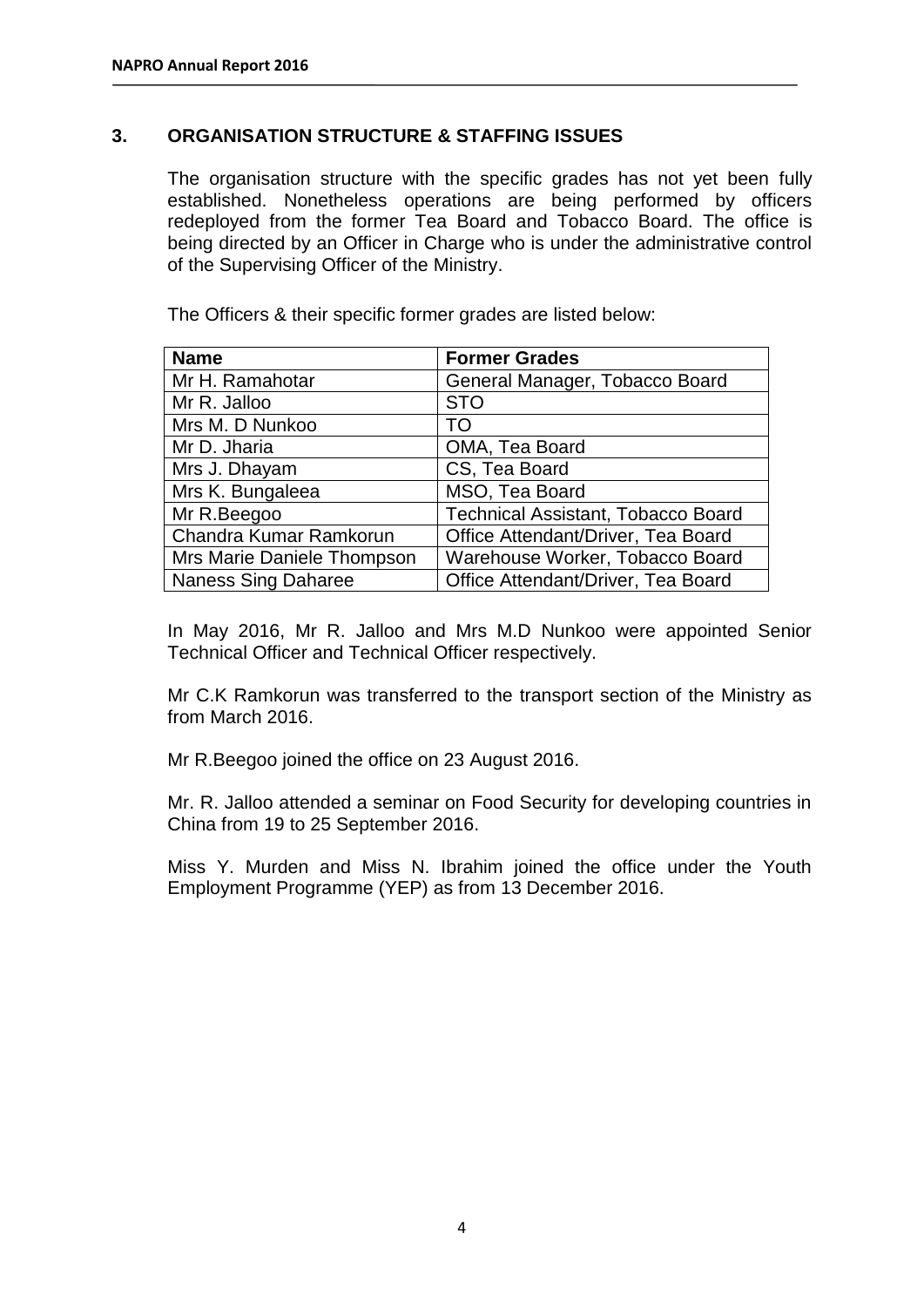## 3. ORGANISATION STRUCTURE & STAFFING ISSUES

The organisation structure with the specific grades has not yet been fully established. Nonetheless operations are being performed by officers redeployed from the former Tea Board and Tobacco Board. The office is being directed by an Officer in Charge who is under the administrative control of the Supervising Officer of the Ministry.

The Officers & their specific former grades are listed below:

| Name | Former Grades |
|---|---|
| Mr H. Ramahotar | General Manager, Tobacco Board |
| Mr R. Jalloo | STO |
| Mrs M. D Nunkoo | TO |
| Mr D. Jharia | OMA, Tea Board |
| Mrs J. Dhayam | CS, Tea Board |
| Mrs K. Bungaleea | MSO, Tea Board |
| Mr R.Beegoo | Technical Assistant, Tobacco Board |
| Chandra Kumar Ramkorun | Office Attendant/Driver, Tea Board |
| Mrs Marie Daniele Thompson | Warehouse Worker, Tobacco Board |
| Naness Sing Daharee | Office Attendant/Driver, Tea Board |

In May 2016, Mr R. Jalloo and Mrs M.D Nunkoo were appointed Senior Technical Officer and Technical Officer respectively.

Mr C.K Ramkorun was transferred to the transport section of the Ministry as from March 2016.

Mr R.Beegoo joined the office on 23 August 2016.

Mr. R. Jalloo attended a seminar on Food Security for developing countries in China from 19 to 25 September 2016.

Miss Y. Murden and Miss N. Ibrahim joined the office under the Youth Employment Programme (YEP) as from 13 December 2016.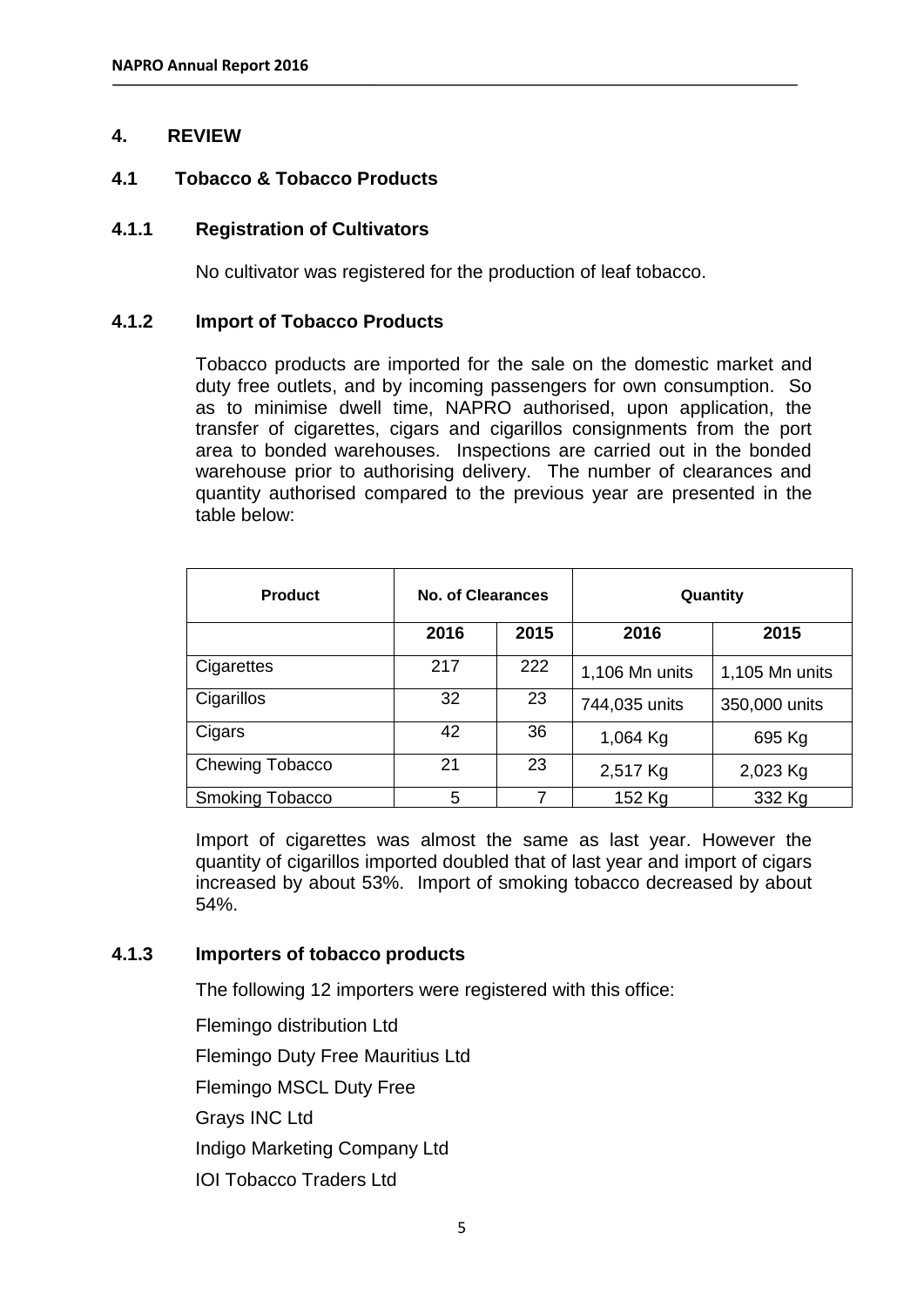## 4. REVIEW

### 4.1 Tobacco & Tobacco Products

#### 4.1.1 Registration of Cultivators

No cultivator was registered for the production of leaf tobacco.

#### 4.1.2 Import of Tobacco Products

Tobacco products are imported for the sale on the domestic market and duty free outlets, and by incoming passengers for own consumption. So as to minimise dwell time, NAPRO authorised, upon application, the transfer of cigarettes, cigars and cigarillos consignments from the port area to bonded warehouses. Inspections are carried out in the bonded warehouse prior to authorising delivery. The number of clearances and quantity authorised compared to the previous year are presented in the table below:

| Product | No. of Clearances | | Quantity | |
|---|---|---|---|---|
| | 2016 | 2015 | 2016 | 2015 |
| Cigarettes | 217 | 222 | 1,106 Mn units | 1,105 Mn units |
| Cigarillos | 32 | 23 | 744,035 units | 350,000 units |
| Cigars | 42 | 36 | 1,064 Kg | 695 Kg |
| Chewing Tobacco | 21 | 23 | 2,517 Kg | 2,023 Kg |
| Smoking Tobacco | 5 | 7 | 152 Kg | 332 Kg |

Import of cigarettes was almost the same as last year. However the quantity of cigarillos imported doubled that of last year and import of cigars increased by about 53%. Import of smoking tobacco decreased by about 54%.

#### 4.1.3 Importers of tobacco products

The following 12 importers were registered with this office:

Flemingo distribution Ltd

Flemingo Duty Free Mauritius Ltd

Flemingo MSCL Duty Free

Grays INC Ltd

Indigo Marketing Company Ltd

IOI Tobacco Traders Ltd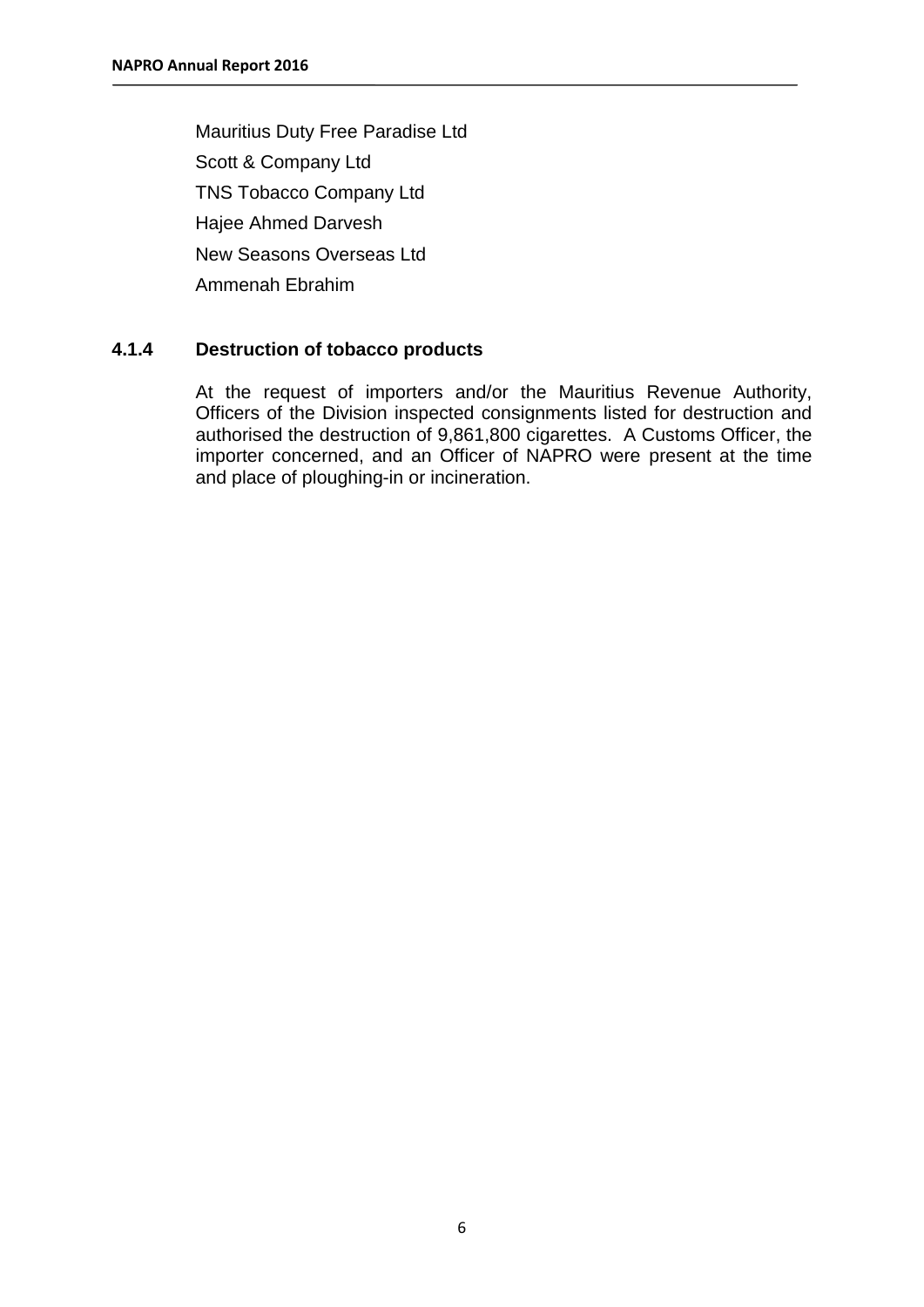Mauritius Duty Free Paradise Ltd

Scott & Company Ltd

TNS Tobacco Company Ltd

Hajee Ahmed Darvesh

New Seasons Overseas Ltd

Ammenah Ebrahim

#### 4.1.4 Destruction of tobacco products

At the request of importers and/or the Mauritius Revenue Authority, Officers of the Division inspected consignments listed for destruction and authorised the destruction of 9,861,800 cigarettes. A Customs Officer, the importer concerned, and an Officer of NAPRO were present at the time and place of ploughing-in or incineration.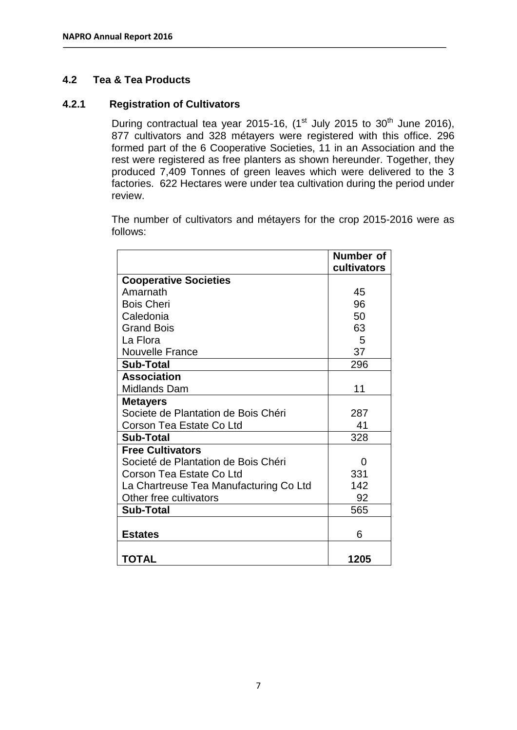## 4.2 Tea & Tea Products

### 4.2.1 Registration of Cultivators

During contractual tea year 2015-16, (1st July 2015 to 30th June 2016), 877 cultivators and 328 métayers were registered with this office. 296 formed part of the 6 Cooperative Societies, 11 in an Association and the rest were registered as free planters as shown hereunder. Together, they produced 7,409 Tonnes of green leaves which were delivered to the 3 factories. 622 Hectares were under tea cultivation during the period under review.

The number of cultivators and métayers for the crop 2015-2016 were as follows:

| | Number of cultivators |
|---|---|
| **Cooperative Societies** | |
| Amarnath | 45 |
| Bois Cheri | 96 |
| Caledonia | 50 |
| Grand Bois | 63 |
| La Flora | 5 |
| Nouvelle France | 37 |
| **Sub-Total** | 296 |
| **Association** | |
| Midlands Dam | 11 |
| **Metayers** | |
| Societe de Plantation de Bois Chéri | 287 |
| Corson Tea Estate Co Ltd | 41 |
| **Sub-Total** | 328 |
| **Free Cultivators** | |
| Societé de Plantation de Bois Chéri | 0 |
| Corson Tea Estate Co Ltd | 331 |
| La Chartreuse Tea Manufacturing Co Ltd | 142 |
| Other free cultivators | 92 |
| **Sub-Total** | 565 |
| **Estates** | 6 |
| **TOTAL** | **1205** |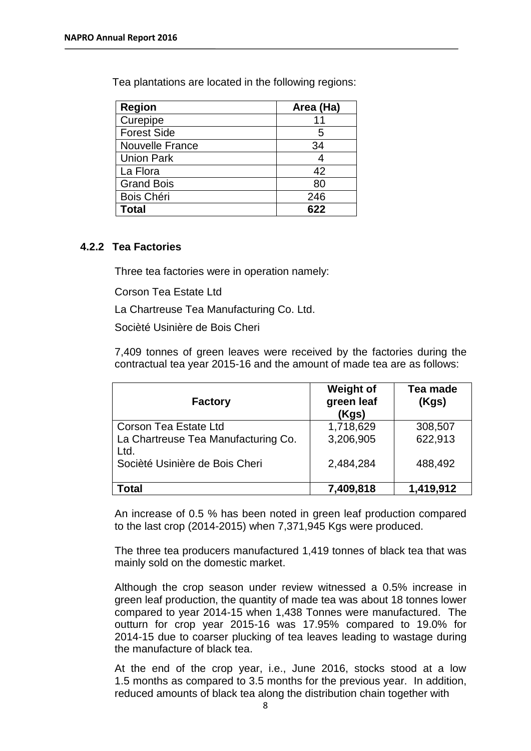Tea plantations are located in the following regions:

| Region | Area (Ha) |
| --- | --- |
| Curepipe | 11 |
| Forest Side | 5 |
| Nouvelle France | 34 |
| Union Park | 4 |
| La Flora | 42 |
| Grand Bois | 80 |
| Bois Chéri | 246 |
| **Total** | **622** |

### 4.2.2 Tea Factories

Three tea factories were in operation namely:

Corson Tea Estate Ltd

La Chartreuse Tea Manufacturing Co. Ltd.

Sociètè Usinière de Bois Cheri

7,409 tonnes of green leaves were received by the factories during the contractual tea year 2015-16 and the amount of made tea are as follows:

| Factory | Weight of green leaf (Kgs) | Tea made (Kgs) |
| --- | --- | --- |
| Corson Tea Estate Ltd | 1,718,629 | 308,507 |
| La Chartreuse Tea Manufacturing Co. Ltd. | 3,206,905 | 622,913 |
| Sociètè Usinière de Bois Cheri | 2,484,284 | 488,492 |
| **Total** | **7,409,818** | **1,419,912** |

An increase of 0.5 % has been noted in green leaf production compared to the last crop (2014-2015) when 7,371,945 Kgs were produced.

The three tea producers manufactured 1,419 tonnes of black tea that was mainly sold on the domestic market.

Although the crop season under review witnessed a 0.5% increase in green leaf production, the quantity of made tea was about 18 tonnes lower compared to year 2014-15 when 1,438 Tonnes were manufactured. The outturn for crop year 2015-16 was 17.95% compared to 19.0% for 2014-15 due to coarser plucking of tea leaves leading to wastage during the manufacture of black tea.

At the end of the crop year, i.e., June 2016, stocks stood at a low 1.5 months as compared to 3.5 months for the previous year. In addition, reduced amounts of black tea along the distribution chain together with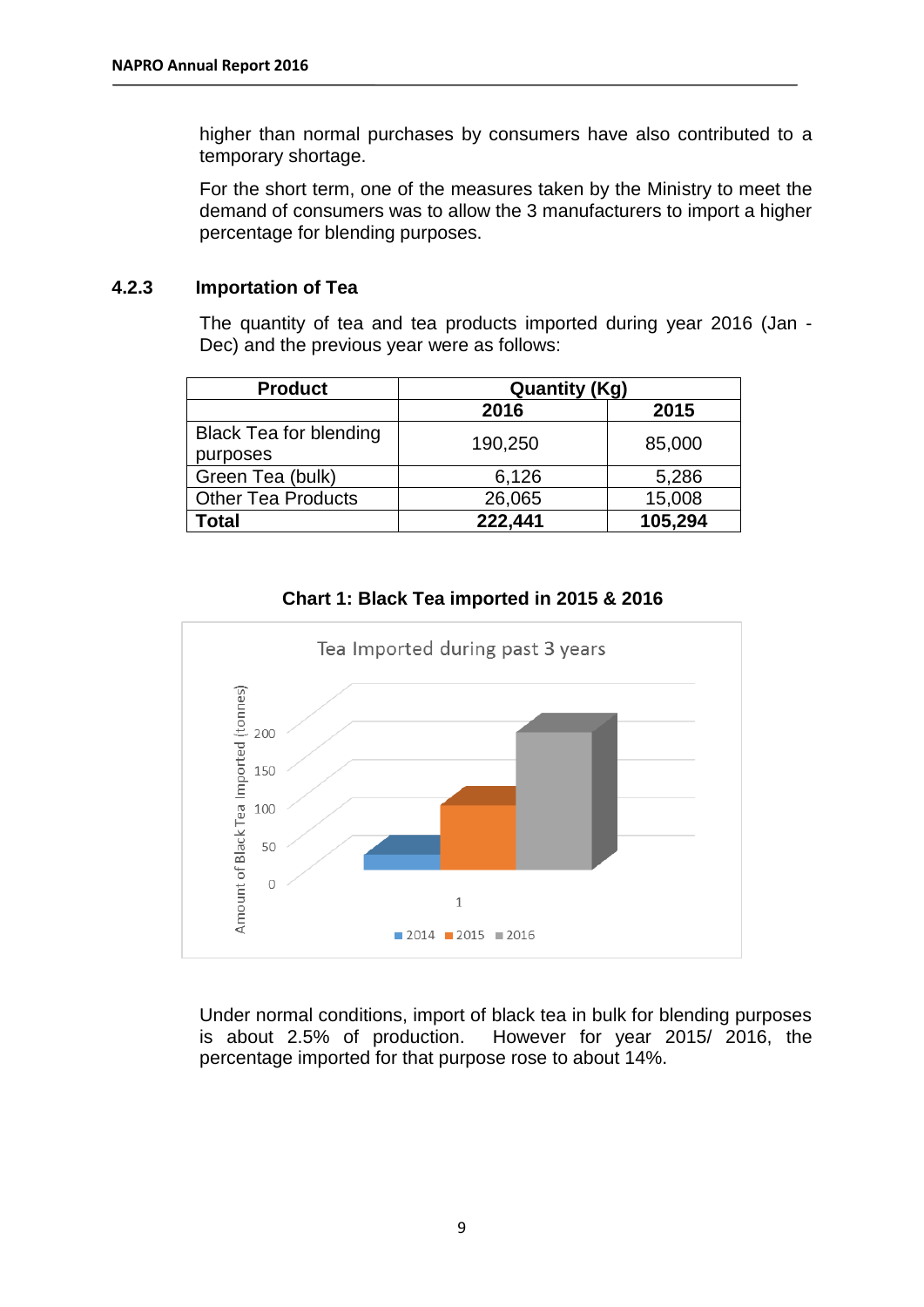higher than normal purchases by consumers have also contributed to a temporary shortage.

For the short term, one of the measures taken by the Ministry to meet the demand of consumers was to allow the 3 manufacturers to import a higher percentage for blending purposes.

### 4.2.3 Importation of Tea

The quantity of tea and tea products imported during year 2016 (Jan - Dec) and the previous year were as follows:

| Product | Quantity (Kg) | |
|---|---|---|
| | 2016 | 2015 |
| Black Tea for blending purposes | 190,250 | 85,000 |
| Green Tea (bulk) | 6,126 | 5,286 |
| Other Tea Products | 26,065 | 15,008 |
| **Total** | **222,441** | **105,294** |

**Chart 1: Black Tea imported in 2015 & 2016**

Under normal conditions, import of black tea in bulk for blending purposes is about 2.5% of production. However for year 2015/ 2016, the percentage imported for that purpose rose to about 14%.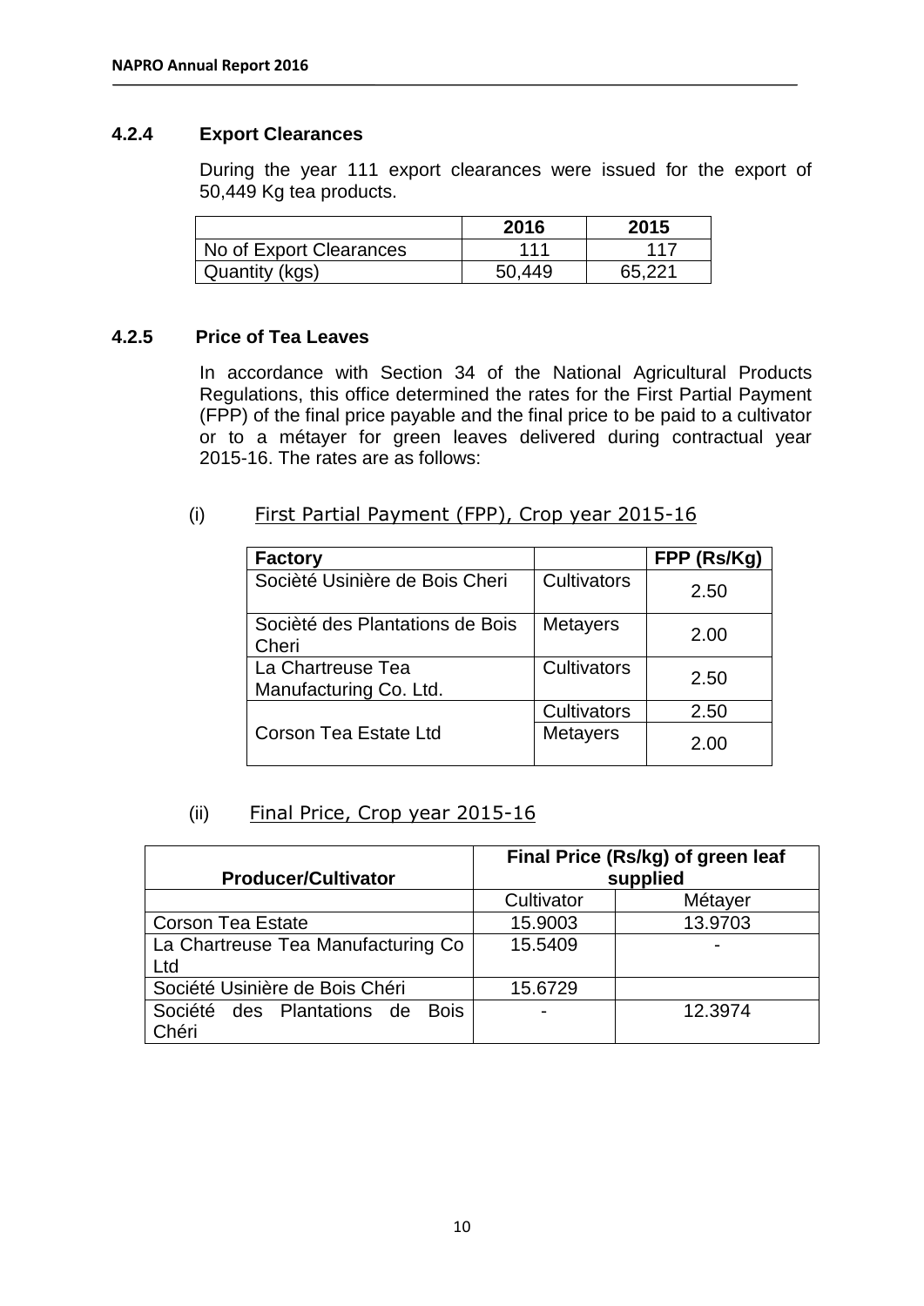### 4.2.4 Export Clearances

During the year 111 export clearances were issued for the export of 50,449 Kg tea products.

| | 2016 | 2015 |
|---|---|---|
| No of Export Clearances | 111 | 117 |
| Quantity (kgs) | 50,449 | 65,221 |

### 4.2.5 Price of Tea Leaves

In accordance with Section 34 of the National Agricultural Products Regulations, this office determined the rates for the First Partial Payment (FPP) of the final price payable and the final price to be paid to a cultivator or to a métayer for green leaves delivered during contractual year 2015-16. The rates are as follows:

(i) First Partial Payment (FPP), Crop year 2015-16

| Factory | | FPP (Rs/Kg) |
|---|---|---|
| Socièté Usinière de Bois Cheri | Cultivators | 2.50 |
| Socièté des Plantations de Bois Cheri | Metayers | 2.00 |
| La Chartreuse Tea Manufacturing Co. Ltd. | Cultivators | 2.50 |
| Corson Tea Estate Ltd | Cultivators | 2.50 |
| | Metayers | 2.00 |

(ii) Final Price, Crop year 2015-16

| Producer/Cultivator | Final Price (Rs/kg) of green leaf supplied | |
|---|---|---|
| | Cultivator | Métayer |
| Corson Tea Estate | 15.9003 | 13.9703 |
| La Chartreuse Tea Manufacturing Co Ltd | 15.5409 | - |
| Société Usinière de Bois Chéri | 15.6729 | |
| Société des Plantations de Bois Chéri | - | 12.3974 |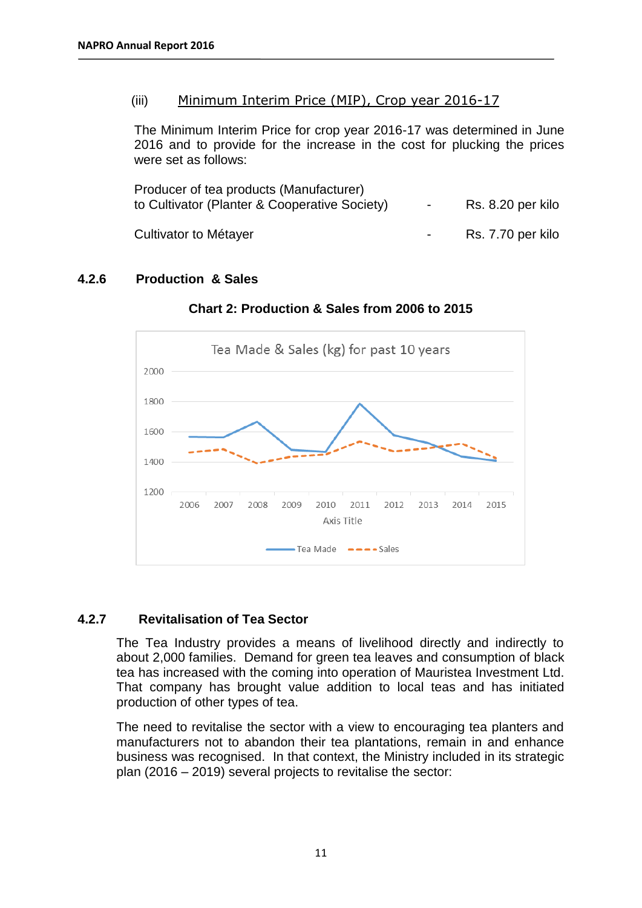(iii) Minimum Interim Price (MIP), Crop year 2016-17

The Minimum Interim Price for crop year 2016-17 was determined in June 2016 and to provide for the increase in the cost for plucking the prices were set as follows:

| | | |
|---|---|---|
| Producer of tea products (Manufacturer) to Cultivator (Planter & Cooperative Society) | - | Rs. 8.20 per kilo |
| Cultivator to Métayer | - | Rs. 7.70 per kilo |

### 4.2.6 Production & Sales

**Chart 2: Production & Sales from 2006 to 2015**

Tea Made & Sales (kg) for past 10 years

### 4.2.7 Revitalisation of Tea Sector

The Tea Industry provides a means of livelihood directly and indirectly to about 2,000 families. Demand for green tea leaves and consumption of black tea has increased with the coming into operation of Mauristea Investment Ltd. That company has brought value addition to local teas and has initiated production of other types of tea.

The need to revitalise the sector with a view to encouraging tea planters and manufacturers not to abandon their tea plantations, remain in and enhance business was recognised. In that context, the Ministry included in its strategic plan (2016 – 2019) several projects to revitalise the sector: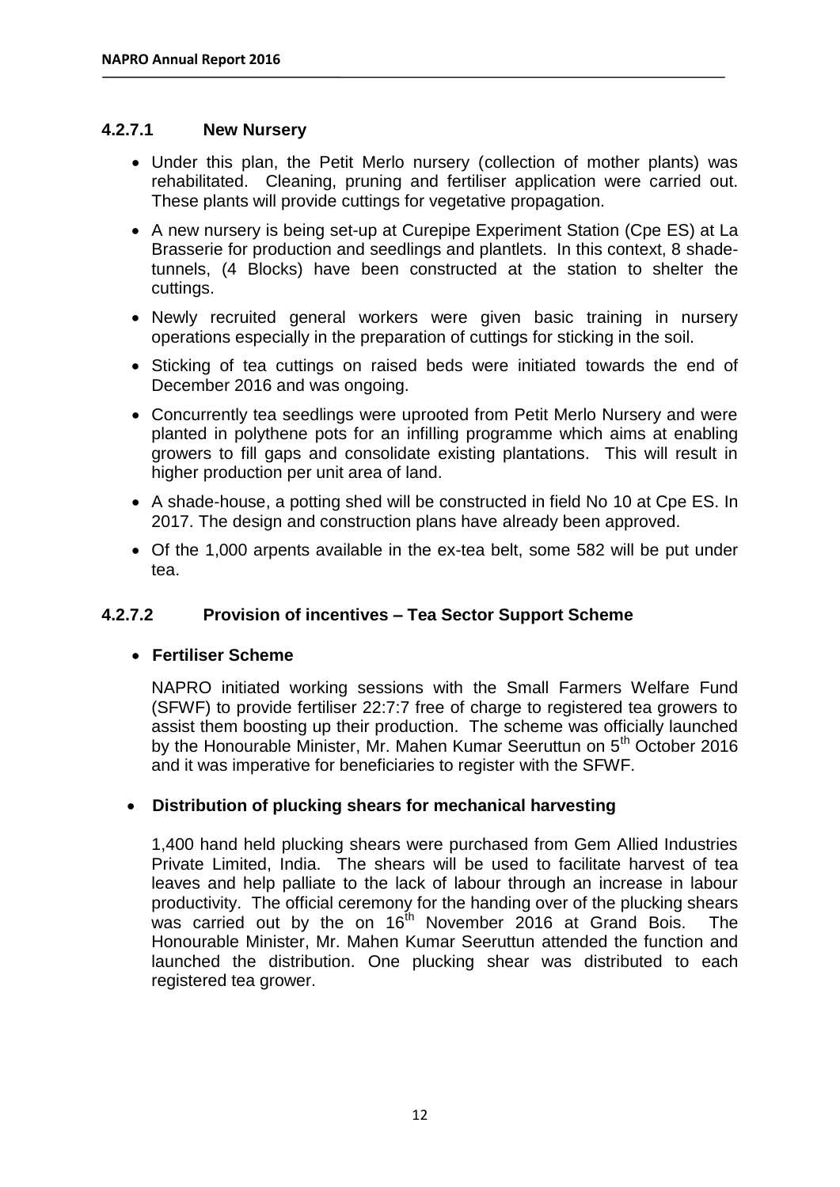#### 4.2.7.1 New Nursery

- Under this plan, the Petit Merlo nursery (collection of mother plants) was rehabilitated. Cleaning, pruning and fertiliser application were carried out. These plants will provide cuttings for vegetative propagation.
- A new nursery is being set-up at Curepipe Experiment Station (Cpe ES) at La Brasserie for production and seedlings and plantlets. In this context, 8 shade-tunnels, (4 Blocks) have been constructed at the station to shelter the cuttings.
- Newly recruited general workers were given basic training in nursery operations especially in the preparation of cuttings for sticking in the soil.
- Sticking of tea cuttings on raised beds were initiated towards the end of December 2016 and was ongoing.
- Concurrently tea seedlings were uprooted from Petit Merlo Nursery and were planted in polythene pots for an infilling programme which aims at enabling growers to fill gaps and consolidate existing plantations. This will result in higher production per unit area of land.
- A shade-house, a potting shed will be constructed in field No 10 at Cpe ES. In 2017. The design and construction plans have already been approved.
- Of the 1,000 arpents available in the ex-tea belt, some 582 will be put under tea.

#### 4.2.7.2 Provision of incentives – Tea Sector Support Scheme

- **Fertiliser Scheme**

  NAPRO initiated working sessions with the Small Farmers Welfare Fund (SFWF) to provide fertiliser 22:7:7 free of charge to registered tea growers to assist them boosting up their production. The scheme was officially launched by the Honourable Minister, Mr. Mahen Kumar Seeruttun on 5th October 2016 and it was imperative for beneficiaries to register with the SFWF.

- **Distribution of plucking shears for mechanical harvesting**

  1,400 hand held plucking shears were purchased from Gem Allied Industries Private Limited, India. The shears will be used to facilitate harvest of tea leaves and help palliate to the lack of labour through an increase in labour productivity. The official ceremony for the handing over of the plucking shears was carried out by the on 16th November 2016 at Grand Bois. The Honourable Minister, Mr. Mahen Kumar Seeruttun attended the function and launched the distribution. One plucking shear was distributed to each registered tea grower.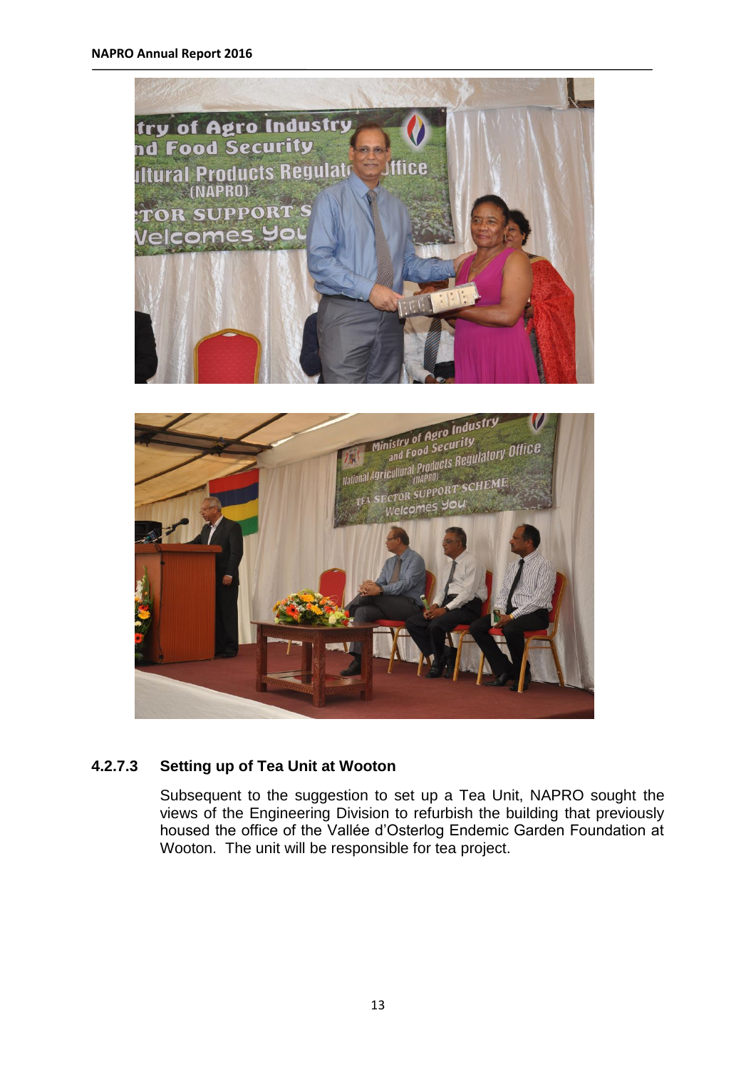#### 4.2.7.3 Setting up of Tea Unit at Wooton

Subsequent to the suggestion to set up a Tea Unit, NAPRO sought the views of the Engineering Division to refurbish the building that previously housed the office of the Vallée d'Osterlog Endemic Garden Foundation at Wooton. The unit will be responsible for tea project.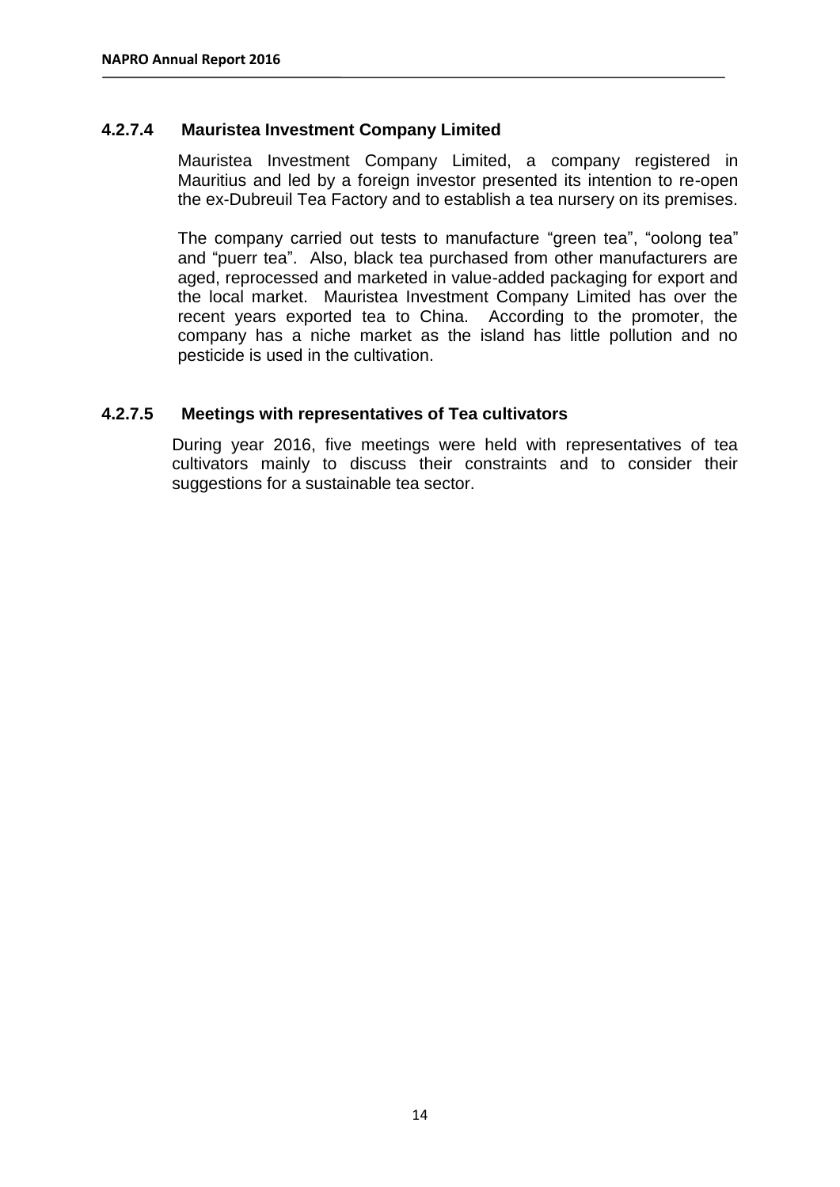#### 4.2.7.4 Mauristea Investment Company Limited

Mauristea Investment Company Limited, a company registered in Mauritius and led by a foreign investor presented its intention to re-open the ex-Dubreuil Tea Factory and to establish a tea nursery on its premises.

The company carried out tests to manufacture “green tea”, “oolong tea” and “puerr tea”. Also, black tea purchased from other manufacturers are aged, reprocessed and marketed in value-added packaging for export and the local market. Mauristea Investment Company Limited has over the recent years exported tea to China. According to the promoter, the company has a niche market as the island has little pollution and no pesticide is used in the cultivation.

#### 4.2.7.5 Meetings with representatives of Tea cultivators

During year 2016, five meetings were held with representatives of tea cultivators mainly to discuss their constraints and to consider their suggestions for a sustainable tea sector.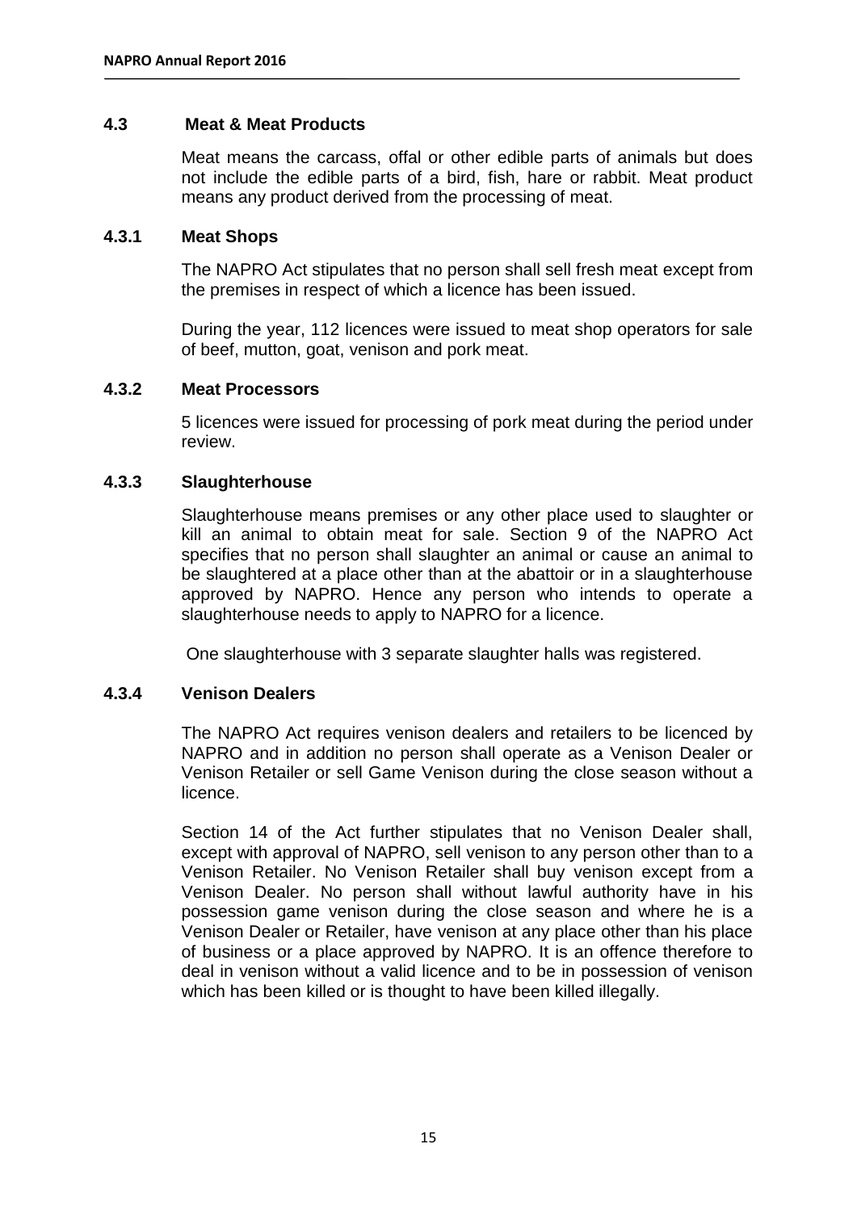### 4.3 Meat & Meat Products

Meat means the carcass, offal or other edible parts of animals but does not include the edible parts of a bird, fish, hare or rabbit. Meat product means any product derived from the processing of meat.

#### 4.3.1 Meat Shops

The NAPRO Act stipulates that no person shall sell fresh meat except from the premises in respect of which a licence has been issued.

During the year, 112 licences were issued to meat shop operators for sale of beef, mutton, goat, venison and pork meat.

#### 4.3.2 Meat Processors

5 licences were issued for processing of pork meat during the period under review.

#### 4.3.3 Slaughterhouse

Slaughterhouse means premises or any other place used to slaughter or kill an animal to obtain meat for sale. Section 9 of the NAPRO Act specifies that no person shall slaughter an animal or cause an animal to be slaughtered at a place other than at the abattoir or in a slaughterhouse approved by NAPRO. Hence any person who intends to operate a slaughterhouse needs to apply to NAPRO for a licence.

One slaughterhouse with 3 separate slaughter halls was registered.

#### 4.3.4 Venison Dealers

The NAPRO Act requires venison dealers and retailers to be licenced by NAPRO and in addition no person shall operate as a Venison Dealer or Venison Retailer or sell Game Venison during the close season without a licence.

Section 14 of the Act further stipulates that no Venison Dealer shall, except with approval of NAPRO, sell venison to any person other than to a Venison Retailer. No Venison Retailer shall buy venison except from a Venison Dealer. No person shall without lawful authority have in his possession game venison during the close season and where he is a Venison Dealer or Retailer, have venison at any place other than his place of business or a place approved by NAPRO. It is an offence therefore to deal in venison without a valid licence and to be in possession of venison which has been killed or is thought to have been killed illegally.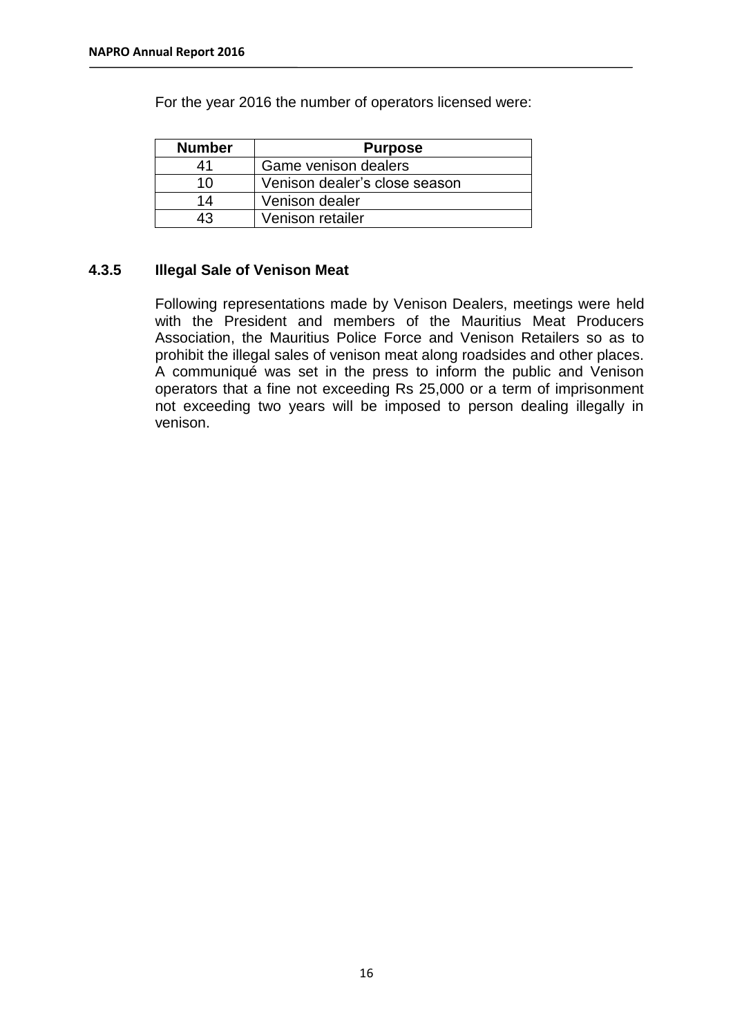For the year 2016 the number of operators licensed were:

| Number | Purpose |
| --- | --- |
| 41 | Game venison dealers |
| 10 | Venison dealer's close season |
| 14 | Venison dealer |
| 43 | Venison retailer |

### 4.3.5 Illegal Sale of Venison Meat

Following representations made by Venison Dealers, meetings were held with the President and members of the Mauritius Meat Producers Association, the Mauritius Police Force and Venison Retailers so as to prohibit the illegal sales of venison meat along roadsides and other places. A communiqué was set in the press to inform the public and Venison operators that a fine not exceeding Rs 25,000 or a term of imprisonment not exceeding two years will be imposed to person dealing illegally in venison.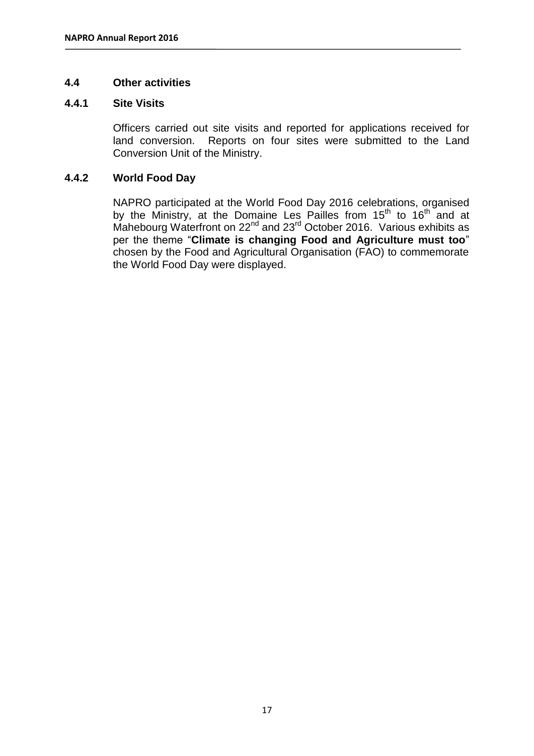## 4.4 Other activities

### 4.4.1 Site Visits

Officers carried out site visits and reported for applications received for land conversion. Reports on four sites were submitted to the Land Conversion Unit of the Ministry.

### 4.4.2 World Food Day

NAPRO participated at the World Food Day 2016 celebrations, organised by the Ministry, at the Domaine Les Pailles from 15th to 16th and at Mahebourg Waterfront on 22nd and 23rd October 2016. Various exhibits as per the theme "**Climate is changing Food and Agriculture must too**" chosen by the Food and Agricultural Organisation (FAO) to commemorate the World Food Day were displayed.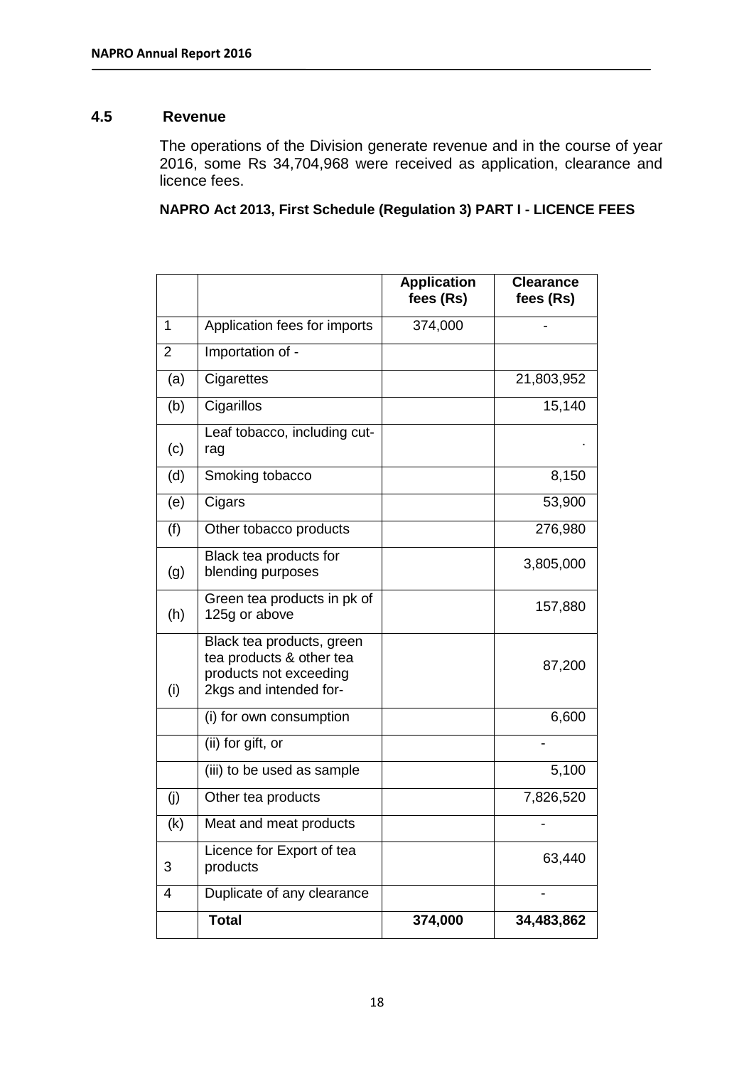## 4.5 Revenue

The operations of the Division generate revenue and in the course of year 2016, some Rs 34,704,968 were received as application, clearance and licence fees.

**NAPRO Act 2013, First Schedule (Regulation 3) PART I - LICENCE FEES**

| | | Application fees (Rs) | Clearance fees (Rs) |
|---|---|---|---|
| 1 | Application fees for imports | 374,000 | - |
| 2 | Importation of - | | |
| (a) | Cigarettes | | 21,803,952 |
| (b) | Cigarillos | | 15,140 |
| (c) | Leaf tobacco, including cut-rag | | . |
| (d) | Smoking tobacco | | 8,150 |
| (e) | Cigars | | 53,900 |
| (f) | Other tobacco products | | 276,980 |
| (g) | Black tea products for blending purposes | | 3,805,000 |
| (h) | Green tea products in pk of 125g or above | | 157,880 |
| (i) | Black tea products, green tea products & other tea products not exceeding 2kgs and intended for- | | 87,200 |
| | (i) for own consumption | | 6,600 |
| | (ii) for gift, or | | - |
| | (iii) to be used as sample | | 5,100 |
| (j) | Other tea products | | 7,826,520 |
| (k) | Meat and meat products | | - |
| 3 | Licence for Export of tea products | | 63,440 |
| 4 | Duplicate of any clearance | | - |
| | **Total** | **374,000** | **34,483,862** |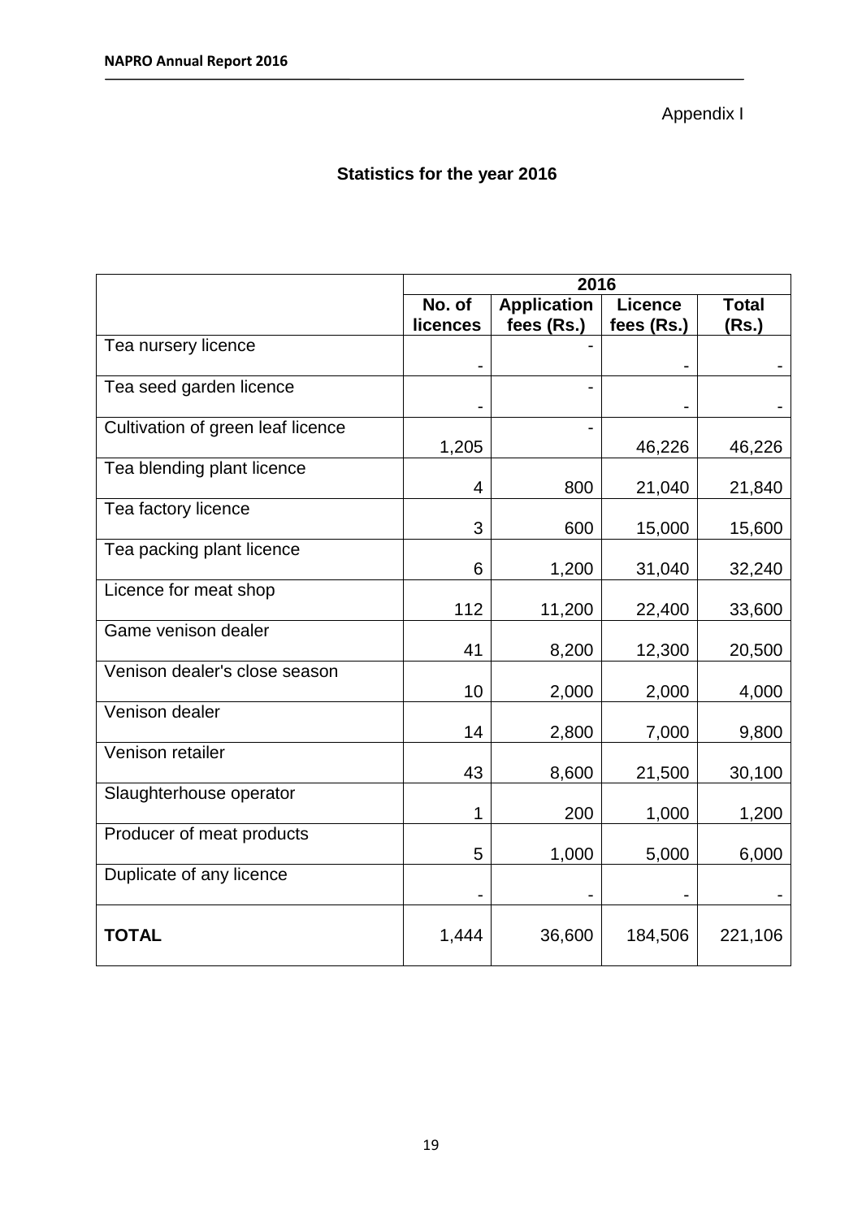Appendix I

## Statistics for the year 2016

| | 2016 | | | |
|---|---|---|---|---|
| | **No. of licences** | **Application fees (Rs.)** | **Licence fees (Rs.)** | **Total (Rs.)** |
| Tea nursery licence | - | - | - | - |
| Tea seed garden licence | - | - | - | - |
| Cultivation of green leaf licence | 1,205 | - | 46,226 | 46,226 |
| Tea blending plant licence | 4 | 800 | 21,040 | 21,840 |
| Tea factory licence | 3 | 600 | 15,000 | 15,600 |
| Tea packing plant licence | 6 | 1,200 | 31,040 | 32,240 |
| Licence for meat shop | 112 | 11,200 | 22,400 | 33,600 |
| Game venison dealer | 41 | 8,200 | 12,300 | 20,500 |
| Venison dealer's close season | 10 | 2,000 | 2,000 | 4,000 |
| Venison dealer | 14 | 2,800 | 7,000 | 9,800 |
| Venison retailer | 43 | 8,600 | 21,500 | 30,100 |
| Slaughterhouse operator | 1 | 200 | 1,000 | 1,200 |
| Producer of meat products | 5 | 1,000 | 5,000 | 6,000 |
| Duplicate of any licence | - | - | - | - |
| **TOTAL** | 1,444 | 36,600 | 184,506 | 221,106 |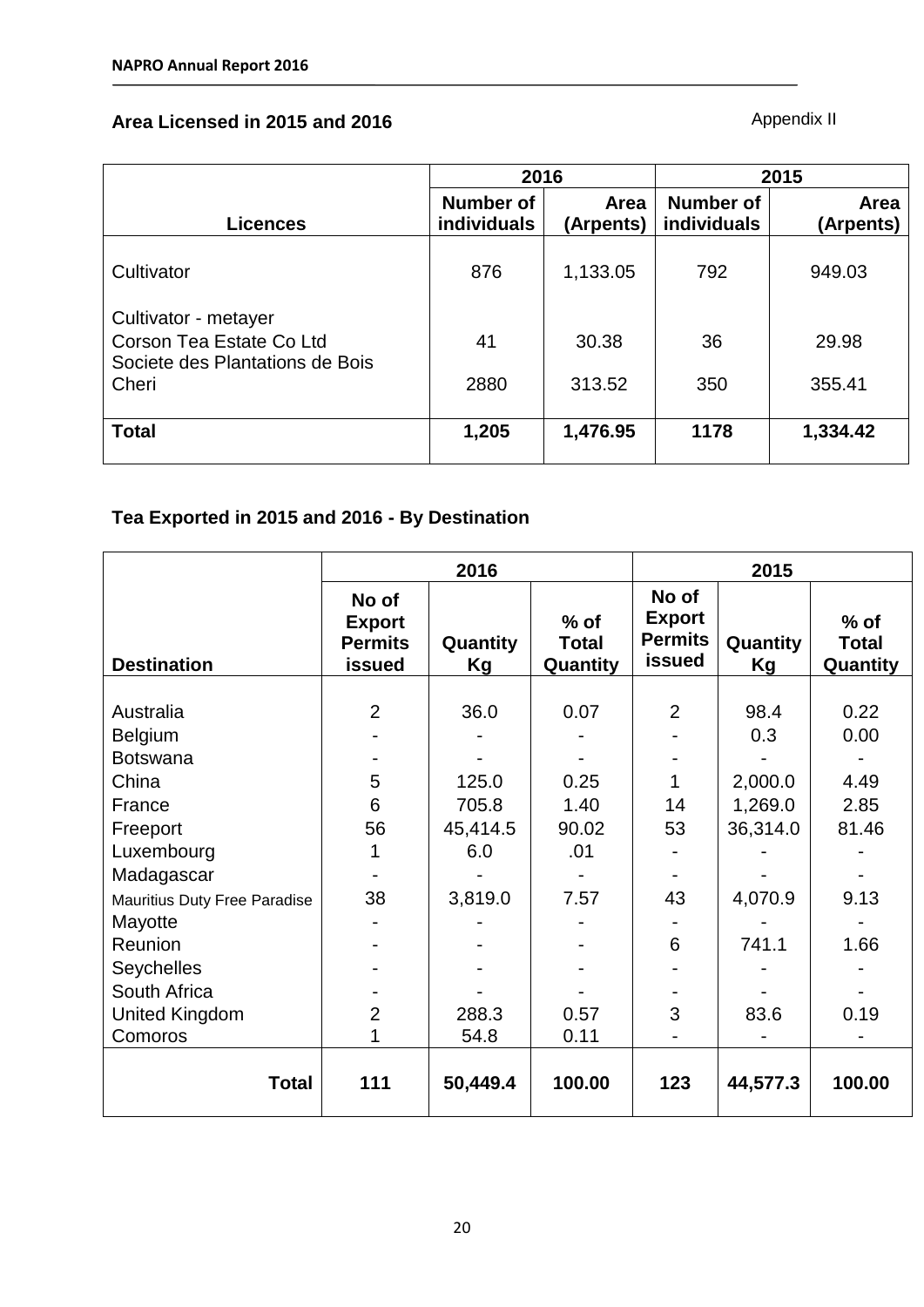## Area Licensed in 2015 and 2016

Appendix II

| Licences | 2016 | | 2015 | |
|---|---|---|---|---|
| | Number of individuals | Area (Arpents) | Number of individuals | Area (Arpents) |
| Cultivator | 876 | 1,133.05 | 792 | 949.03 |
| Cultivator - metayer | | | | |
| Corson Tea Estate Co Ltd | 41 | 30.38 | 36 | 29.98 |
| Societe des Plantations de Bois Cheri | 2880 | 313.52 | 350 | 355.41 |
| **Total** | **1,205** | **1,476.95** | **1178** | **1,334.42** |

## Tea Exported in 2015 and 2016 - By Destination

| Destination | 2016 | | | 2015 | | |
|---|---|---|---|---|---|---|
| | No of Export Permits issued | Quantity Kg | % of Total Quantity | No of Export Permits issued | Quantity Kg | % of Total Quantity |
| Australia | 2 | 36.0 | 0.07 | 2 | 98.4 | 0.22 |
| Belgium | - | - | - | - | 0.3 | 0.00 |
| Botswana | - | - | - | - | - | - |
| China | 5 | 125.0 | 0.25 | 1 | 2,000.0 | 4.49 |
| France | 6 | 705.8 | 1.40 | 14 | 1,269.0 | 2.85 |
| Freeport | 56 | 45,414.5 | 90.02 | 53 | 36,314.0 | 81.46 |
| Luxembourg | 1 | 6.0 | .01 | - | - | - |
| Madagascar | - | - | - | - | - | - |
| Mauritius Duty Free Paradise | 38 | 3,819.0 | 7.57 | 43 | 4,070.9 | 9.13 |
| Mayotte | - | - | - | - | - | - |
| Reunion | - | - | - | 6 | 741.1 | 1.66 |
| Seychelles | - | - | - | - | - | - |
| South Africa | - | - | - | - | - | - |
| United Kingdom | 2 | 288.3 | 0.57 | 3 | 83.6 | 0.19 |
| Comoros | 1 | 54.8 | 0.11 | - | - | - |
| **Total** | **111** | **50,449.4** | **100.00** | **123** | **44,577.3** | **100.00** |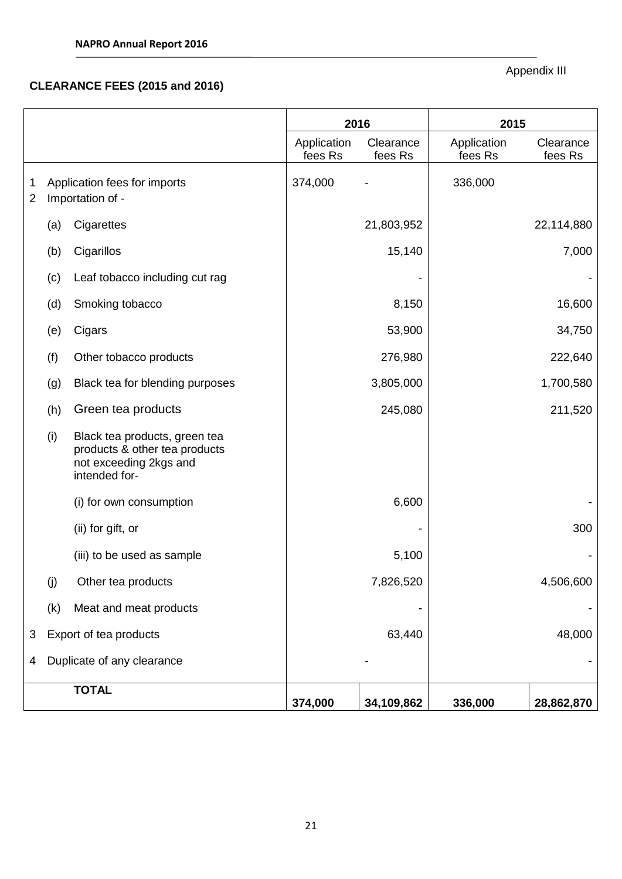Appendix III

**CLEARANCE FEES (2015 and 2016)**

| | | | 2016 | | 2015 | |
|---|---|---|---|---|---|---|
| | | | Application fees Rs | Clearance fees Rs | Application fees Rs | Clearance fees Rs |
| 1 | Application fees for imports | | 374,000 | - | 336,000 | |
| 2 | Importation of - | | | | | |
| | (a) | Cigarettes | | 21,803,952 | | 22,114,880 |
| | (b) | Cigarillos | | 15,140 | | 7,000 |
| | (c) | Leaf tobacco including cut rag | | - | | - |
| | (d) | Smoking tobacco | | 8,150 | | 16,600 |
| | (e) | Cigars | | 53,900 | | 34,750 |
| | (f) | Other tobacco products | | 276,980 | | 222,640 |
| | (g) | Black tea for blending purposes | | 3,805,000 | | 1,700,580 |
| | (h) | Green tea products | | 245,080 | | 211,520 |
| | (i) | Black tea products, green tea products & other tea products not exceeding 2kgs and intended for- | | | | |
| | | (i) for own consumption | | 6,600 | | - |
| | | (ii) for gift, or | | - | | 300 |
| | | (iii) to be used as sample | | 5,100 | | - |
| | (j) | Other tea products | | 7,826,520 | | 4,506,600 |
| | (k) | Meat and meat products | | - | | - |
| 3 | Export of tea products | | | 63,440 | | 48,000 |
| 4 | Duplicate of any clearance | | | - | | - |
| | **TOTAL** | | **374,000** | **34,109,862** | **336,000** | **28,862,870** |